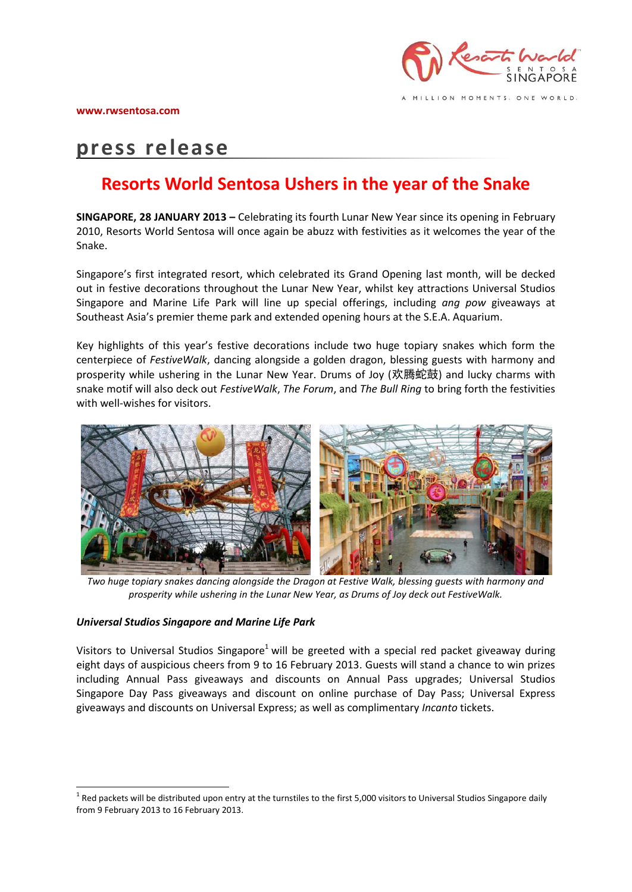www.rsentosa.com

# press release

## Resorts World Sentosa Ushers in the year of the Snake

**SINGAPORE, 28 JANUARY 2013 –** Celebrating its fourth Lunar New Year since its opening in February 2010, Resorts World Sentosa will once again be abuzz with festivities as it welcomes the year of the Snake.

Singapore's first integrated resort, which celebrated its Grand Opening last month, will be decked out in festive decorations throughout the Lunar New Year, whilst key attractions Universal Studios Singapore and Marine Life Park will line up special offerings, including *ang pow* giveaways at Southeast Asia's premier theme park and extended opening hours at the S.E.A. Aquarium.

Key highlights of this year's festive decorations include two huge topiary snakes which form the centerpiece of *FestiveWalk*, dancing alongside a golden dragon, blessing guests with harmony and prosperity while ushering in the Lunar New Year. Drums of Joy (欢腾蛇鼓) and lucky charms with snake motif will also deck out *FestiveWalk*, *The Forum*, and *The Bull Ring* to bring forth the festivities with well-wishes for visitors.

*Two huge topiary snakes dancing alongside the Dragon at Festive Walk, blessing guests with harmony and prosperity while ushering in the Lunar New Year, as Drums of Joy deck out FestiveWalk.*

### *Universal Studios Singapore and Marine Life Park*

Visitors to Universal Studios Singapore[1] will be greeted with a special red packet giveaway during eight days of auspicious cheers from 9 to 16 February 2013. Guests will stand a chance to win prizes including Annual Pass giveaways and discounts on Annual Pass upgrades; Universal Studios Singapore Day Pass giveaways and discount on online purchase of Day Pass; Universal Express giveaways and discounts on Universal Express; as well as complimentary *Incanto* tickets.

[1] Red packets will be distributed upon entry at the turnstiles to the first 5,000 visitors to Universal Studios Singapore daily from 9 February 2013 to 16 February 2013.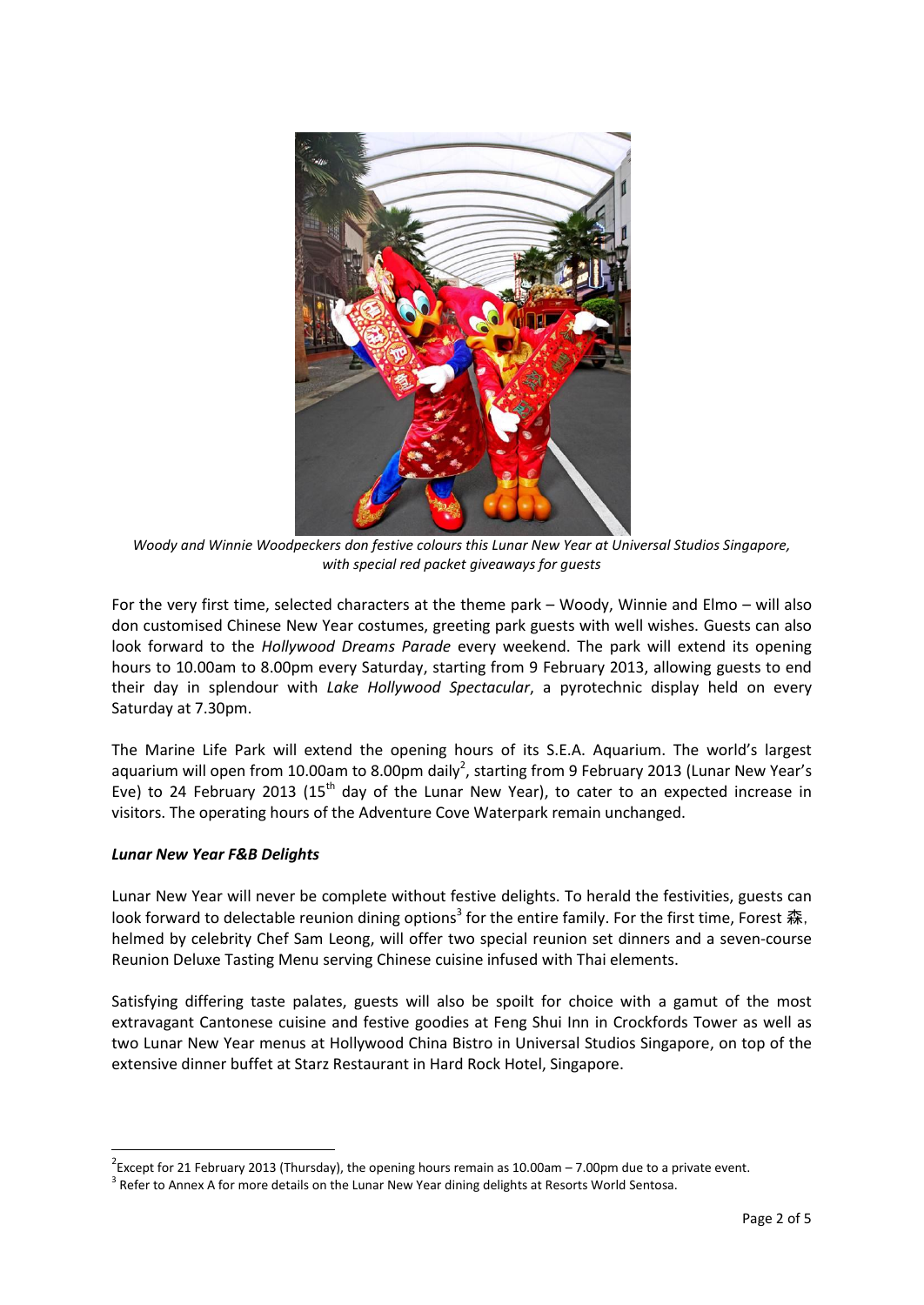*Woody and Winnie Woodpeckers don festive colours this Lunar New Year at Universal Studios Singapore, with special red packet giveaways for guests*

For the very first time, selected characters at the theme park – Woody, Winnie and Elmo – will also don customised Chinese New Year costumes, greeting park guests with well wishes. Guests can also look forward to the *Hollywood Dreams Parade* every weekend. The park will extend its opening hours to 10.00am to 8.00pm every Saturday, starting from 9 February 2013, allowing guests to end their day in splendour with *Lake Hollywood Spectacular*, a pyrotechnic display held on every Saturday at 7.30pm.

The Marine Life Park will extend the opening hours of its S.E.A. Aquarium. The world's largest aquarium will open from 10.00am to 8.00pm daily[2], starting from 9 February 2013 (Lunar New Year's Eve) to 24 February 2013 (15$^{th}$ day of the Lunar New Year), to cater to an expected increase in visitors. The operating hours of the Adventure Cove Waterpark remain unchanged.

***Lunar New Year F&B Delights***

Lunar New Year will never be complete without festive delights. To herald the festivities, guests can look forward to delectable reunion dining options[3] for the entire family. For the first time, Forest 森, helmed by celebrity Chef Sam Leong, will offer two special reunion set dinners and a seven-course Reunion Deluxe Tasting Menu serving Chinese cuisine infused with Thai elements.

Satisfying differing taste palates, guests will also be spoilt for choice with a gamut of the most extravagant Cantonese cuisine and festive goodies at Feng Shui Inn in Crockfords Tower as well as two Lunar New Year menus at Hollywood China Bistro in Universal Studios Singapore, on top of the extensive dinner buffet at Starz Restaurant in Hard Rock Hotel, Singapore.

---

[2] Except for 21 February 2013 (Thursday), the opening hours remain as 10.00am – 7.00pm due to a private event.

[3] Refer to Annex A for more details on the Lunar New Year dining delights at Resorts World Sentosa.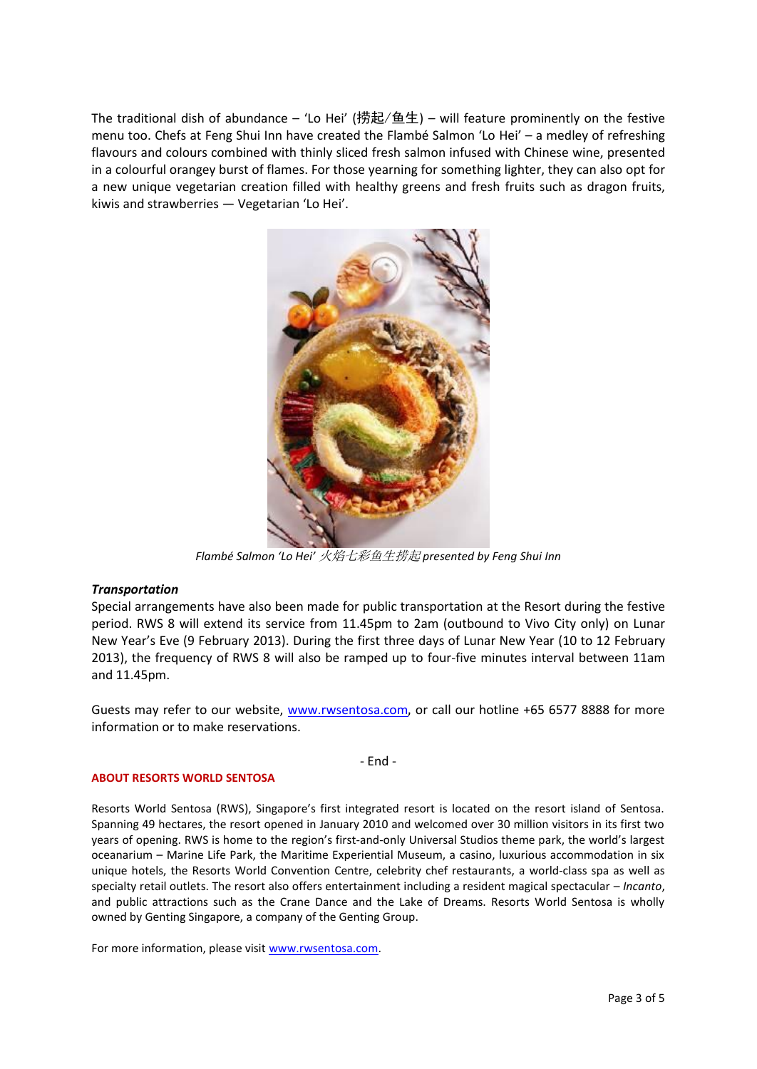The traditional dish of abundance – 'Lo Hei' (捞起/鱼生) – will feature prominently on the festive menu too. Chefs at Feng Shui Inn have created the Flambé Salmon 'Lo Hei' – a medley of refreshing flavours and colours combined with thinly sliced fresh salmon infused with Chinese wine, presented in a colourful orangey burst of flames. For those yearning for something lighter, they can also opt for a new unique vegetarian creation filled with healthy greens and fresh fruits such as dragon fruits, kiwis and strawberries — Vegetarian 'Lo Hei'.

*Flambé Salmon 'Lo Hei' 火焰七彩鱼生捞起 presented by Feng Shui Inn*

***Transportation***

Special arrangements have also been made for public transportation at the Resort during the festive period. RWS 8 will extend its service from 11.45pm to 2am (outbound to Vivo City only) on Lunar New Year's Eve (9 February 2013). During the first three days of Lunar New Year (10 to 12 February 2013), the frequency of RWS 8 will also be ramped up to four-five minutes interval between 11am and 11.45pm.

Guests may refer to our website, www.rwsentosa.com, or call our hotline +65 6577 8888 for more information or to make reservations.

\- End -

**ABOUT RESORTS WORLD SENTOSA**

Resorts World Sentosa (RWS), Singapore's first integrated resort is located on the resort island of Sentosa. Spanning 49 hectares, the resort opened in January 2010 and welcomed over 30 million visitors in its first two years of opening. RWS is home to the region's first-and-only Universal Studios theme park, the world's largest oceanarium – Marine Life Park, the Maritime Experiential Museum, a casino, luxurious accommodation in six unique hotels, the Resorts World Convention Centre, celebrity chef restaurants, a world-class spa as well as specialty retail outlets. The resort also offers entertainment including a resident magical spectacular – *Incanto*, and public attractions such as the Crane Dance and the Lake of Dreams. Resorts World Sentosa is wholly owned by Genting Singapore, a company of the Genting Group.

For more information, please visit www.rwsentosa.com.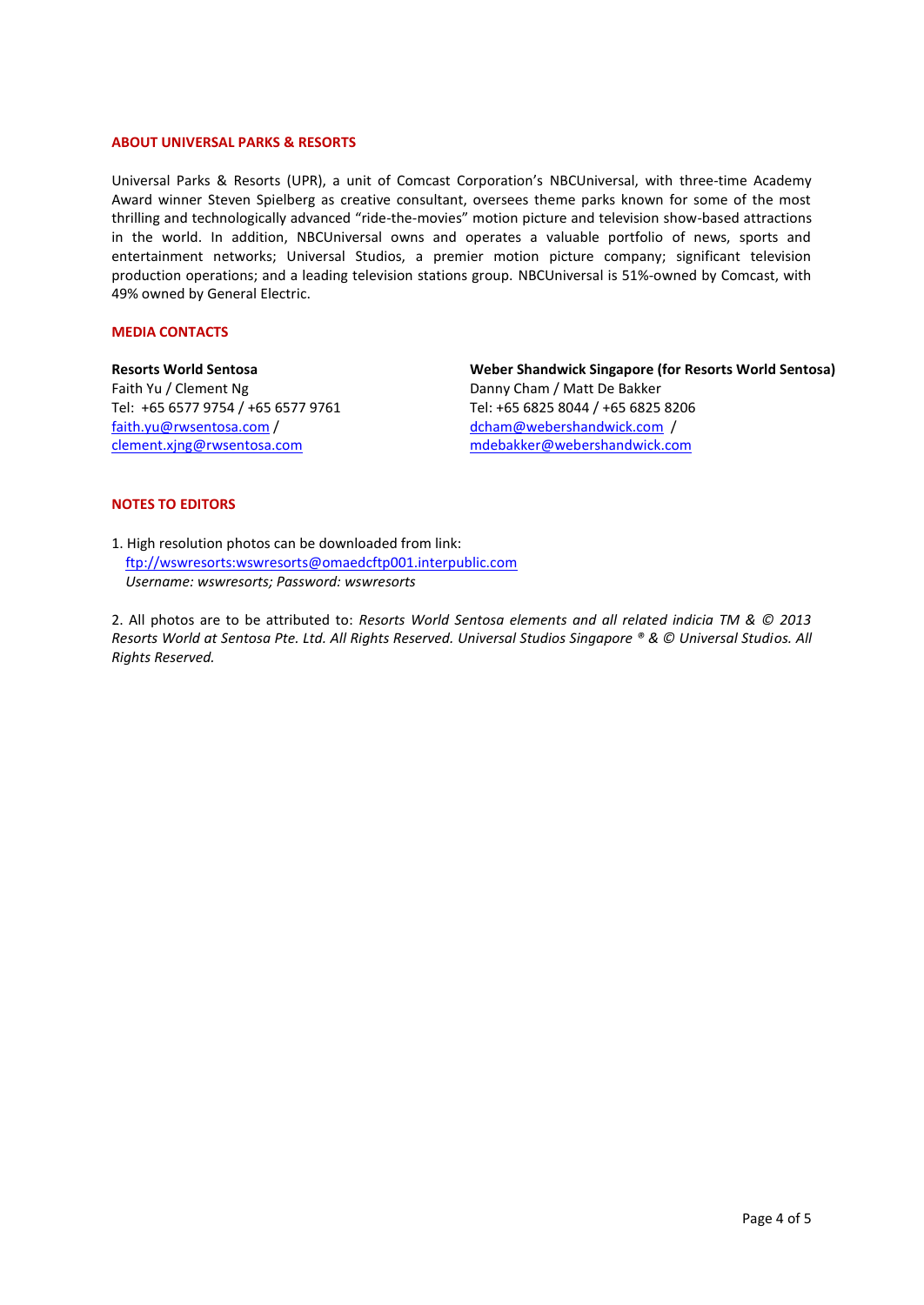## ABOUT UNIVERSAL PARKS & RESORTS

Universal Parks & Resorts (UPR), a unit of Comcast Corporation's NBCUniversal, with three-time Academy Award winner Steven Spielberg as creative consultant, oversees theme parks known for some of the most thrilling and technologically advanced "ride-the-movies" motion picture and television show-based attractions in the world. In addition, NBCUniversal owns and operates a valuable portfolio of news, sports and entertainment networks; Universal Studios, a premier motion picture company; significant television production operations; and a leading television stations group. NBCUniversal is 51%-owned by Comcast, with 49% owned by General Electric.

## MEDIA CONTACTS

**Resorts World Sentosa**
Faith Yu / Clement Ng
Tel: +65 6577 9754 / +65 6577 9761
faith.yu@rwsentosa.com /
clement.xjng@rwsentosa.com

**Weber Shandwick Singapore (for Resorts World Sentosa)**
Danny Cham / Matt De Bakker
Tel: +65 6825 8044 / +65 6825 8206
dcham@webershandwick.com /
mdebakker@webershandwick.com

## NOTES TO EDITORS

1. High resolution photos can be downloaded from link:
   ftp://wswresorts:wswresorts@omaedcftp001.interpublic.com
   *Username: wswresorts; Password: wswresorts*

2. All photos are to be attributed to: *Resorts World Sentosa elements and all related indicia TM & © 2013 Resorts World at Sentosa Pte. Ltd. All Rights Reserved. Universal Studios Singapore ® & © Universal Studios. All Rights Reserved.*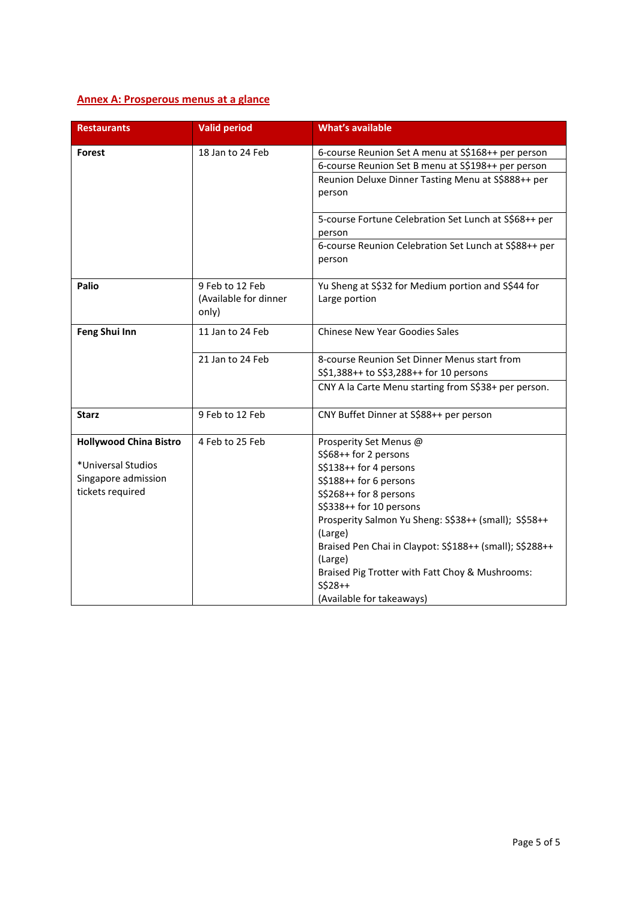## Annex A: Prosperous menus at a glance

| Restaurants | Valid period | What's available |
|---|---|---|
| **Forest** | 18 Jan to 24 Feb | 6-course Reunion Set A menu at S$168++ per person |
| | | 6-course Reunion Set B menu at S$198++ per person |
| | | Reunion Deluxe Dinner Tasting Menu at S$888++ per person |
| | | 5-course Fortune Celebration Set Lunch at S$68++ per person |
| | | 6-course Reunion Celebration Set Lunch at S$88++ per person |
| **Palio** | 9 Feb to 12 Feb (Available for dinner only) | Yu Sheng at S$32 for Medium portion and S$44 for Large portion |
| **Feng Shui Inn** | 11 Jan to 24 Feb | Chinese New Year Goodies Sales |
| | 21 Jan to 24 Feb | 8-course Reunion Set Dinner Menus start from S$1,388++ to S$3,288++ for 10 persons |
| | | CNY A la Carte Menu starting from S$38+ per person. |
| **Starz** | 9 Feb to 12 Feb | CNY Buffet Dinner at S$88++ per person |
| **Hollywood China Bistro**<br><br>*Universal Studios Singapore admission tickets required | 4 Feb to 25 Feb | Prosperity Set Menus @<br>S$68++ for 2 persons<br>S$138++ for 4 persons<br>S$188++ for 6 persons<br>S$268++ for 8 persons<br>S$338++ for 10 persons<br>Prosperity Salmon Yu Sheng: S$38++ (small); S$58++ (Large)<br>Braised Pen Chai in Claypot: S$188++ (small); S$288++ (Large)<br>Braised Pig Trotter with Fatt Choy & Mushrooms: S$28++<br>(Available for takeaways) |